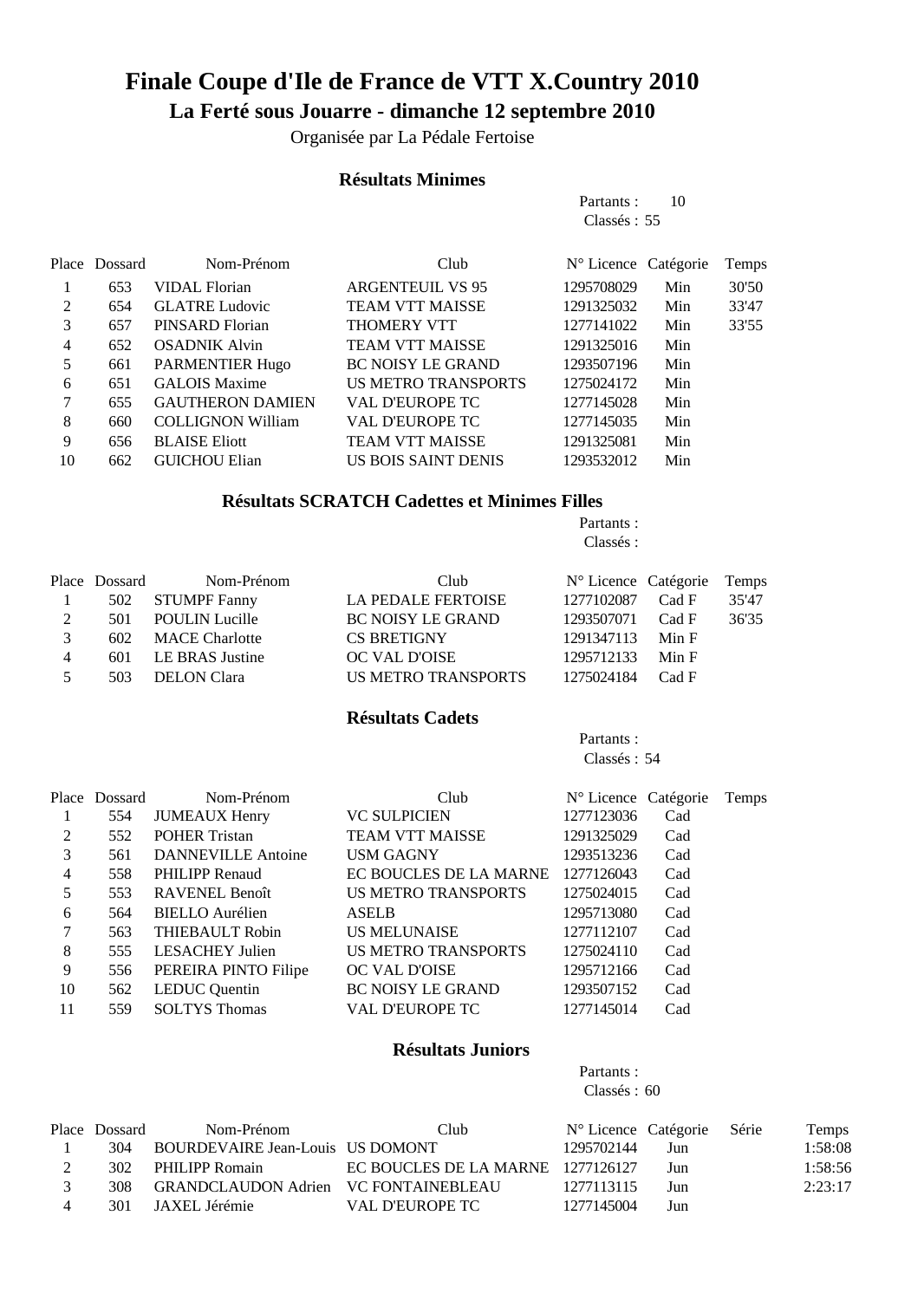# Finale Coupe d'Ile de France de VTT X.Country 2010

## La Ferté sous Jouarre - dimanche 12 septembre 2010

Organisée par La Pédale Fertoise

### Résultats Minimes

Partants : 10
Classés : 55

| Place | Dossard | Nom-Prénom | Club | N° Licence | Catégorie | Temps |
|---|---|---|---|---|---|---|
| 1 | 653 | VIDAL Florian | ARGENTEUIL VS 95 | 1295708029 | Min | 30'50 |
| 2 | 654 | GLATRE Ludovic | TEAM VTT MAISSE | 1291325032 | Min | 33'47 |
| 3 | 657 | PINSARD Florian | THOMERY VTT | 1277141022 | Min | 33'55 |
| 4 | 652 | OSADNIK Alvin | TEAM VTT MAISSE | 1291325016 | Min | |
| 5 | 661 | PARMENTIER Hugo | BC NOISY LE GRAND | 1293507196 | Min | |
| 6 | 651 | GALOIS Maxime | US METRO TRANSPORTS | 1275024172 | Min | |
| 7 | 655 | GAUTHERON DAMIEN | VAL D'EUROPE TC | 1277145028 | Min | |
| 8 | 660 | COLLIGNON William | VAL D'EUROPE TC | 1277145035 | Min | |
| 9 | 656 | BLAISE Eliott | TEAM VTT MAISSE | 1291325081 | Min | |
| 10 | 662 | GUICHOU Elian | US BOIS SAINT DENIS | 1293532012 | Min | |

### Résultats SCRATCH Cadettes et Minimes Filles

Partants :
Classés :

| Place | Dossard | Nom-Prénom | Club | N° Licence | Catégorie | Temps |
|---|---|---|---|---|---|---|
| 1 | 502 | STUMPF Fanny | LA PEDALE FERTOISE | 1277102087 | Cad F | 35'47 |
| 2 | 501 | POULIN Lucille | BC NOISY LE GRAND | 1293507071 | Cad F | 36'35 |
| 3 | 602 | MACE Charlotte | CS BRETIGNY | 1291347113 | Min F | |
| 4 | 601 | LE BRAS Justine | OC VAL D'OISE | 1295712133 | Min F | |
| 5 | 503 | DELON Clara | US METRO TRANSPORTS | 1275024184 | Cad F | |

### Résultats Cadets

Partants :
Classés : 54

| Place | Dossard | Nom-Prénom | Club | N° Licence | Catégorie | Temps |
|---|---|---|---|---|---|---|
| 1 | 554 | JUMEAUX Henry | VC SULPICIEN | 1277123036 | Cad | |
| 2 | 552 | POHER Tristan | TEAM VTT MAISSE | 1291325029 | Cad | |
| 3 | 561 | DANNEVILLE Antoine | USM GAGNY | 1293513236 | Cad | |
| 4 | 558 | PHILIPP Renaud | EC BOUCLES DE LA MARNE | 1277126043 | Cad | |
| 5 | 553 | RAVENEL Benoît | US METRO TRANSPORTS | 1275024015 | Cad | |
| 6 | 564 | BIELLO Aurélien | ASELB | 1295713080 | Cad | |
| 7 | 563 | THIEBAULT Robin | US MELUNAISE | 1277112107 | Cad | |
| 8 | 555 | LESACHEY Julien | US METRO TRANSPORTS | 1275024110 | Cad | |
| 9 | 556 | PEREIRA PINTO Filipe | OC VAL D'OISE | 1295712166 | Cad | |
| 10 | 562 | LEDUC Quentin | BC NOISY LE GRAND | 1293507152 | Cad | |
| 11 | 559 | SOLTYS Thomas | VAL D'EUROPE TC | 1277145014 | Cad | |

### Résultats Juniors

Partants :
Classés : 60

| Place | Dossard | Nom-Prénom | Club | N° Licence | Catégorie | Série | Temps |
|---|---|---|---|---|---|---|---|
| 1 | 304 | BOURDEVAIRE Jean-Louis | US DOMONT | 1295702144 | Jun | | 1:58:08 |
| 2 | 302 | PHILIPP Romain | EC BOUCLES DE LA MARNE | 1277126127 | Jun | | 1:58:56 |
| 3 | 308 | GRANDCLAUDON Adrien | VC FONTAINEBLEAU | 1277113115 | Jun | | 2:23:17 |
| 4 | 301 | JAXEL Jérémie | VAL D'EUROPE TC | 1277145004 | Jun | | |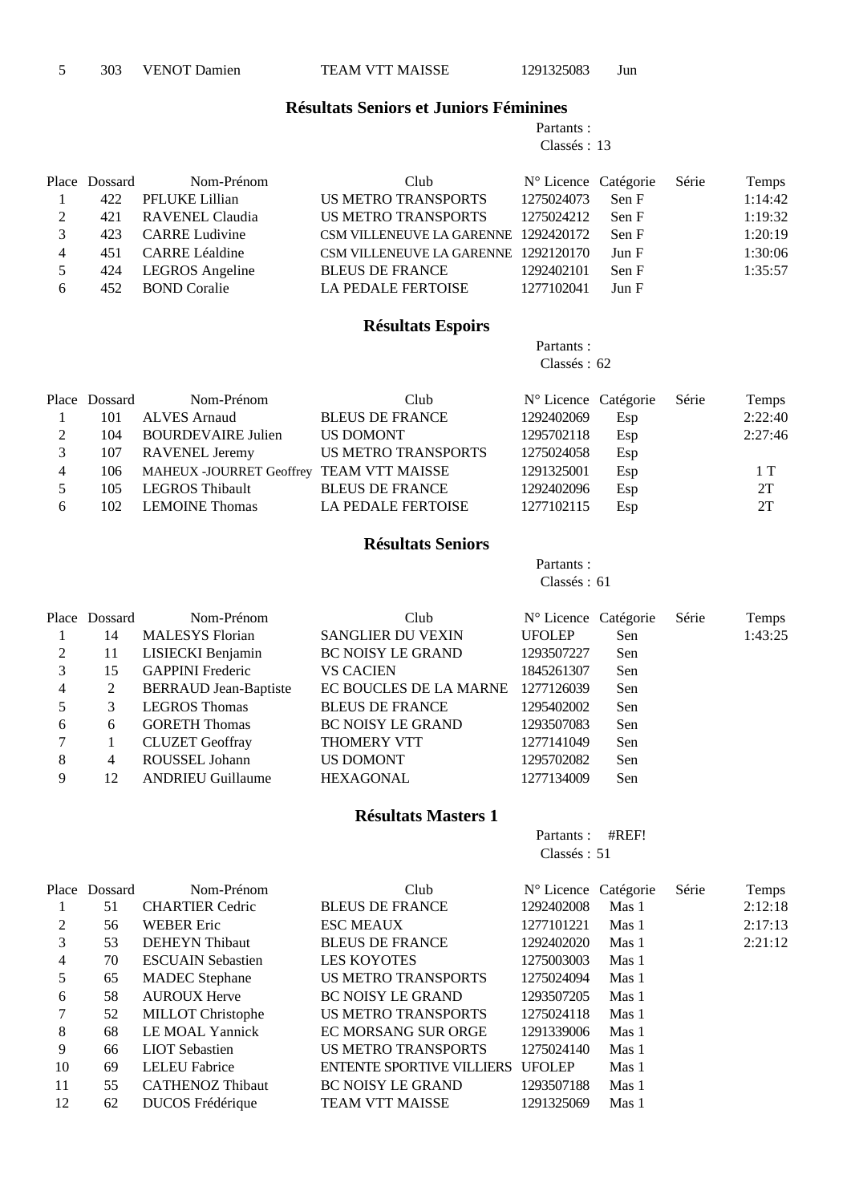| 5 | 303 | VENOT Damien | TEAM VTT MAISSE | 1291325083 | Jun | | |
|---|---|---|---|---|---|---|---|

## Résultats Seniors et Juniors Féminines

Partants :
Classés : 13

| Place | Dossard | Nom-Prénom | Club | N° Licence | Catégorie | Série | Temps |
|---|---|---|---|---|---|---|---|
| 1 | 422 | PFLUKE Lillian | US METRO TRANSPORTS | 1275024073 | Sen F | | 1:14:42 |
| 2 | 421 | RAVENEL Claudia | US METRO TRANSPORTS | 1275024212 | Sen F | | 1:19:32 |
| 3 | 423 | CARRE Ludivine | CSM VILLENEUVE LA GARENNE | 1292420172 | Sen F | | 1:20:19 |
| 4 | 451 | CARRE Léaldine | CSM VILLENEUVE LA GARENNE | 1292120170 | Jun F | | 1:30:06 |
| 5 | 424 | LEGROS Angeline | BLEUS DE FRANCE | 1292402101 | Sen F | | 1:35:57 |
| 6 | 452 | BOND Coralie | LA PEDALE FERTOISE | 1277102041 | Jun F | | |

## Résultats Espoirs

Partants :
Classés : 62

| Place | Dossard | Nom-Prénom | Club | N° Licence | Catégorie | Série | Temps |
|---|---|---|---|---|---|---|---|
| 1 | 101 | ALVES Arnaud | BLEUS DE FRANCE | 1292402069 | Esp | | 2:22:40 |
| 2 | 104 | BOURDEVAIRE Julien | US DOMONT | 1295702118 | Esp | | 2:27:46 |
| 3 | 107 | RAVENEL Jeremy | US METRO TRANSPORTS | 1275024058 | Esp | | |
| 4 | 106 | MAHEUX -JOURRET Geoffrey | TEAM VTT MAISSE | 1291325001 | Esp | | 1 T |
| 5 | 105 | LEGROS Thibault | BLEUS DE FRANCE | 1292402096 | Esp | | 2T |
| 6 | 102 | LEMOINE Thomas | LA PEDALE FERTOISE | 1277102115 | Esp | | 2T |

## Résultats Seniors

Partants :
Classés : 61

| Place | Dossard | Nom-Prénom | Club | N° Licence | Catégorie | Série | Temps |
|---|---|---|---|---|---|---|---|
| 1 | 14 | MALESYS Florian | SANGLIER DU VEXIN | UFOLEP | Sen | | 1:43:25 |
| 2 | 11 | LISIECKI Benjamin | BC NOISY LE GRAND | 1293507227 | Sen | | |
| 3 | 15 | GAPPINI Frederic | VS CACIEN | 1845261307 | Sen | | |
| 4 | 2 | BERRAUD Jean-Baptiste | EC BOUCLES DE LA MARNE | 1277126039 | Sen | | |
| 5 | 3 | LEGROS Thomas | BLEUS DE FRANCE | 1295402002 | Sen | | |
| 6 | 6 | GORETH Thomas | BC NOISY LE GRAND | 1293507083 | Sen | | |
| 7 | 1 | CLUZET Geoffray | THOMERY VTT | 1277141049 | Sen | | |
| 8 | 4 | ROUSSEL Johann | US DOMONT | 1295702082 | Sen | | |
| 9 | 12 | ANDRIEU Guillaume | HEXAGONAL | 1277134009 | Sen | | |

## Résultats Masters 1

Partants : #REF!
Classés : 51

| Place | Dossard | Nom-Prénom | Club | N° Licence | Catégorie | Série | Temps |
|---|---|---|---|---|---|---|---|
| 1 | 51 | CHARTIER Cedric | BLEUS DE FRANCE | 1292402008 | Mas 1 | | 2:12:18 |
| 2 | 56 | WEBER Eric | ESC MEAUX | 1277101221 | Mas 1 | | 2:17:13 |
| 3 | 53 | DEHEYN Thibaut | BLEUS DE FRANCE | 1292402020 | Mas 1 | | 2:21:12 |
| 4 | 70 | ESCUAIN Sebastien | LES KOYOTES | 1275003003 | Mas 1 | | |
| 5 | 65 | MADEC Stephane | US METRO TRANSPORTS | 1275024094 | Mas 1 | | |
| 6 | 58 | AUROUX Herve | BC NOISY LE GRAND | 1293507205 | Mas 1 | | |
| 7 | 52 | MILLOT Christophe | US METRO TRANSPORTS | 1275024118 | Mas 1 | | |
| 8 | 68 | LE MOAL Yannick | EC MORSANG SUR ORGE | 1291339006 | Mas 1 | | |
| 9 | 66 | LIOT Sebastien | US METRO TRANSPORTS | 1275024140 | Mas 1 | | |
| 10 | 69 | LELEU Fabrice | ENTENTE SPORTIVE VILLIERS | UFOLEP | Mas 1 | | |
| 11 | 55 | CATHENOZ Thibaut | BC NOISY LE GRAND | 1293507188 | Mas 1 | | |
| 12 | 62 | DUCOS Frédérique | TEAM VTT MAISSE | 1291325069 | Mas 1 | | |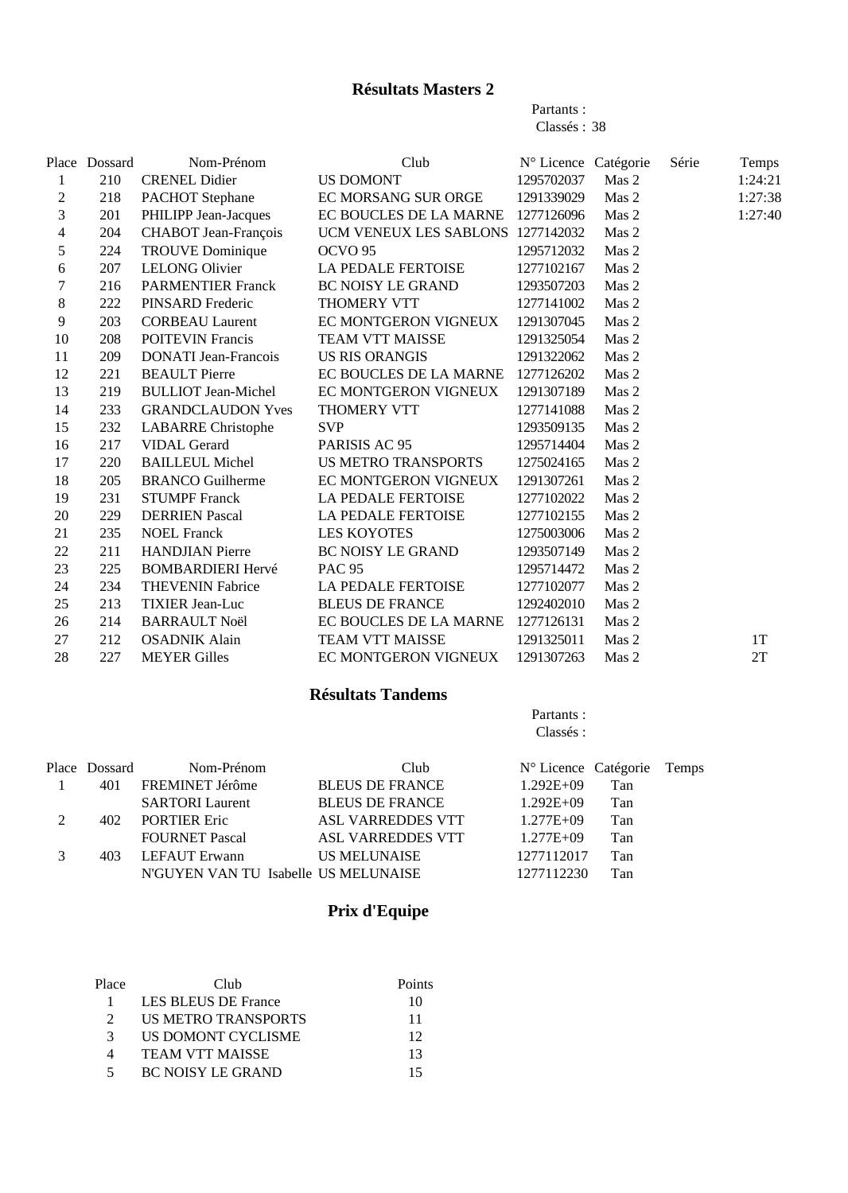## Résultats Masters 2

Partants :
Classés : 38

| Place | Dossard | Nom-Prénom | Club | N° Licence | Catégorie | Série | Temps |
|---|---|---|---|---|---|---|---|
| 1 | 210 | CRENEL Didier | US DOMONT | 1295702037 | Mas 2 | | 1:24:21 |
| 2 | 218 | PACHOT Stephane | EC MORSANG SUR ORGE | 1291339029 | Mas 2 | | 1:27:38 |
| 3 | 201 | PHILIPP Jean-Jacques | EC BOUCLES DE LA MARNE | 1277126096 | Mas 2 | | 1:27:40 |
| 4 | 204 | CHABOT Jean-François | UCM VENEUX LES SABLONS | 1277142032 | Mas 2 | | |
| 5 | 224 | TROUVE Dominique | OCVO 95 | 1295712032 | Mas 2 | | |
| 6 | 207 | LELONG Olivier | LA PEDALE FERTOISE | 1277102167 | Mas 2 | | |
| 7 | 216 | PARMENTIER Franck | BC NOISY LE GRAND | 1293507203 | Mas 2 | | |
| 8 | 222 | PINSARD Frederic | THOMERY VTT | 1277141002 | Mas 2 | | |
| 9 | 203 | CORBEAU Laurent | EC MONTGERON VIGNEUX | 1291307045 | Mas 2 | | |
| 10 | 208 | POITEVIN Francis | TEAM VTT MAISSE | 1291325054 | Mas 2 | | |
| 11 | 209 | DONATI Jean-Francois | US RIS ORANGIS | 1291322062 | Mas 2 | | |
| 12 | 221 | BEAULT Pierre | EC BOUCLES DE LA MARNE | 1277126202 | Mas 2 | | |
| 13 | 219 | BULLIOT Jean-Michel | EC MONTGERON VIGNEUX | 1291307189 | Mas 2 | | |
| 14 | 233 | GRANDCLAUDON Yves | THOMERY VTT | 1277141088 | Mas 2 | | |
| 15 | 232 | LABARRE Christophe | SVP | 1293509135 | Mas 2 | | |
| 16 | 217 | VIDAL Gerard | PARISIS AC 95 | 1295714404 | Mas 2 | | |
| 17 | 220 | BAILLEUL Michel | US METRO TRANSPORTS | 1275024165 | Mas 2 | | |
| 18 | 205 | BRANCO Guilherme | EC MONTGERON VIGNEUX | 1291307261 | Mas 2 | | |
| 19 | 231 | STUMPF Franck | LA PEDALE FERTOISE | 1277102022 | Mas 2 | | |
| 20 | 229 | DERRIEN Pascal | LA PEDALE FERTOISE | 1277102155 | Mas 2 | | |
| 21 | 235 | NOEL Franck | LES KOYOTES | 1275003006 | Mas 2 | | |
| 22 | 211 | HANDJIAN Pierre | BC NOISY LE GRAND | 1293507149 | Mas 2 | | |
| 23 | 225 | BOMBARDIERI Hervé | PAC 95 | 1295714472 | Mas 2 | | |
| 24 | 234 | THEVENIN Fabrice | LA PEDALE FERTOISE | 1277102077 | Mas 2 | | |
| 25 | 213 | TIXIER Jean-Luc | BLEUS DE FRANCE | 1292402010 | Mas 2 | | |
| 26 | 214 | BARRAULT Noël | EC BOUCLES DE LA MARNE | 1277126131 | Mas 2 | | |
| 27 | 212 | OSADNIK Alain | TEAM VTT MAISSE | 1291325011 | Mas 2 | | 1T |
| 28 | 227 | MEYER Gilles | EC MONTGERON VIGNEUX | 1291307263 | Mas 2 | | 2T |

## Résultats Tandems

Partants :
Classés :

| Place | Dossard | Nom-Prénom | Club | N° Licence | Catégorie | Temps |
|---|---|---|---|---|---|---|
| 1 | 401 | FREMINET Jérôme | BLEUS DE FRANCE | 1.292E+09 | Tan | |
| | | SARTORI Laurent | BLEUS DE FRANCE | 1.292E+09 | Tan | |
| 2 | 402 | PORTIER Eric | ASL VARREDDES VTT | 1.277E+09 | Tan | |
| | | FOURNET Pascal | ASL VARREDDES VTT | 1.277E+09 | Tan | |
| 3 | 403 | LEFAUT Erwann | US MELUNAISE | 1277112017 | Tan | |
| | | N'GUYEN VAN TU Isabelle | US MELUNAISE | 1277112230 | Tan | |

## Prix d'Equipe

| Place | Club | Points |
|---|---|---|
| 1 | LES BLEUS DE France | 10 |
| 2 | US METRO TRANSPORTS | 11 |
| 3 | US DOMONT CYCLISME | 12 |
| 4 | TEAM VTT MAISSE | 13 |
| 5 | BC NOISY LE GRAND | 15 |